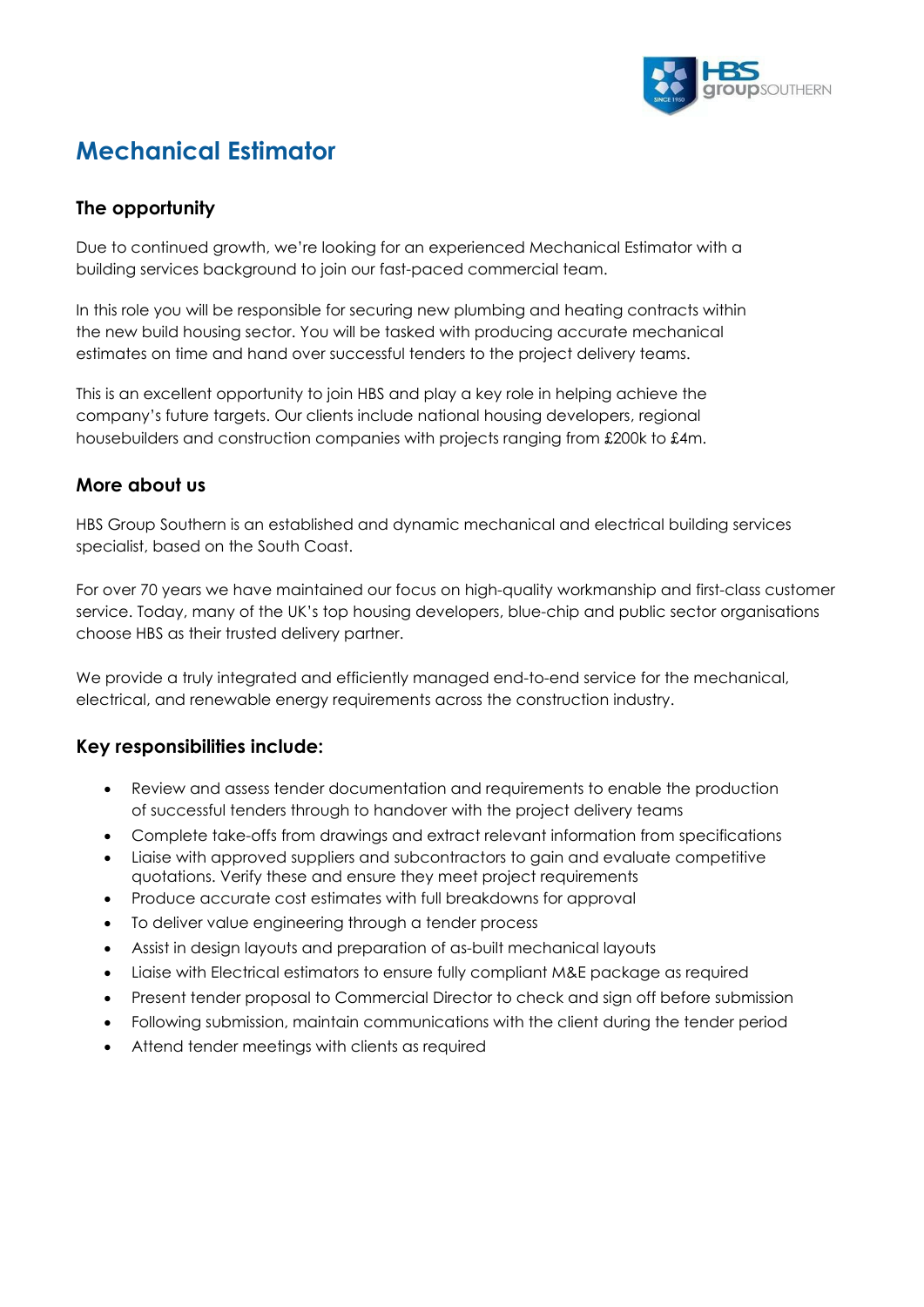# Mechanical Estimator

## The opportunity

Due to continued growth, we're looking for an experienced Mechanical Estimator with a building services background to join our fast-paced commercial team.

In this role you will be responsible for securing new plumbing and heating contracts within the new build housing sector. You will be tasked with producing accurate mechanical estimates on time and hand over successful tenders to the project delivery teams.

This is an excellent opportunity to join HBS and play a key role in helping achieve the company's future targets. Our clients include national housing developers, regional housebuilders and construction companies with projects ranging from £200k to £4m.

## More about us

HBS Group Southern is an established and dynamic mechanical and electrical building services specialist, based on the South Coast.

For over 70 years we have maintained our focus on high-quality workmanship and first-class customer service. Today, many of the UK's top housing developers, blue-chip and public sector organisations choose HBS as their trusted delivery partner.

We provide a truly integrated and efficiently managed end-to-end service for the mechanical, electrical, and renewable energy requirements across the construction industry.

## Key responsibilities include:

- Review and assess tender documentation and requirements to enable the production of successful tenders through to handover with the project delivery teams
- Complete take-offs from drawings and extract relevant information from specifications
- Liaise with approved suppliers and subcontractors to gain and evaluate competitive quotations. Verify these and ensure they meet project requirements
- Produce accurate cost estimates with full breakdowns for approval
- To deliver value engineering through a tender process
- Assist in design layouts and preparation of as-built mechanical layouts
- Liaise with Electrical estimators to ensure fully compliant M&E package as required
- Present tender proposal to Commercial Director to check and sign off before submission
- Following submission, maintain communications with the client during the tender period
- Attend tender meetings with clients as required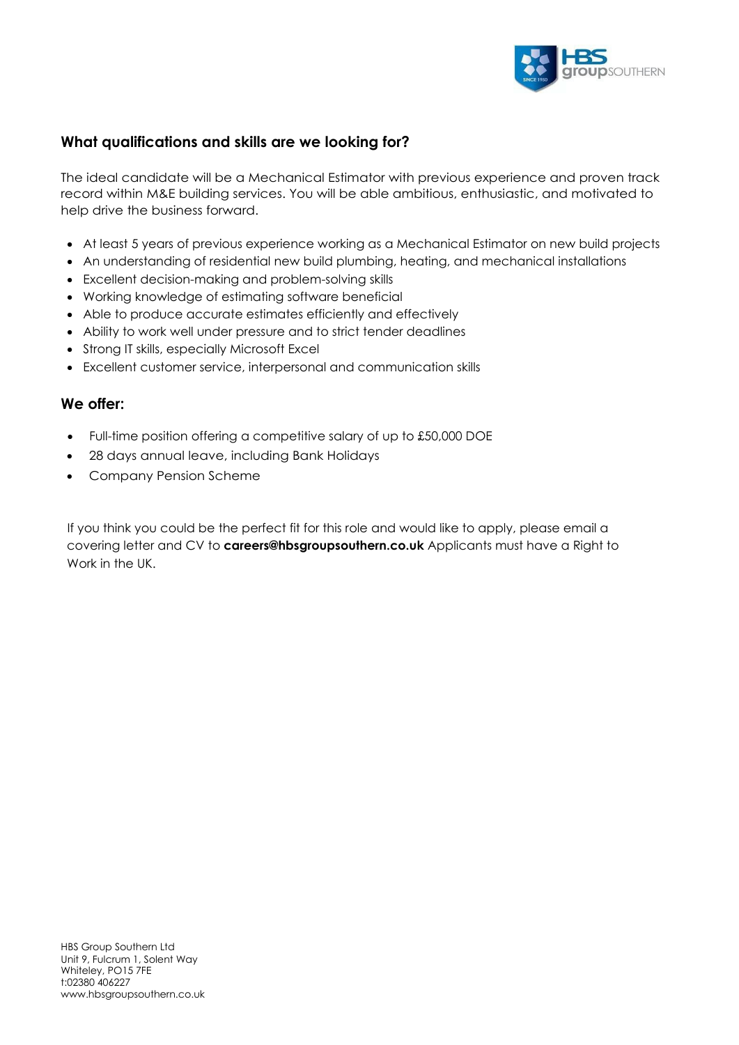## What qualifications and skills are we looking for?

The ideal candidate will be a Mechanical Estimator with previous experience and proven track record within M&E building services. You will be able ambitious, enthusiastic, and motivated to help drive the business forward.

- At least 5 years of previous experience working as a Mechanical Estimator on new build projects
- An understanding of residential new build plumbing, heating, and mechanical installations
- Excellent decision-making and problem-solving skills
- Working knowledge of estimating software beneficial
- Able to produce accurate estimates efficiently and effectively
- Ability to work well under pressure and to strict tender deadlines
- Strong IT skills, especially Microsoft Excel
- Excellent customer service, interpersonal and communication skills

## We offer:

- Full-time position offering a competitive salary of up to £50,000 DOE
- 28 days annual leave, including Bank Holidays
- Company Pension Scheme

If you think you could be the perfect fit for this role and would like to apply, please email a covering letter and CV to **careers@hbsgroupsouthern.co.uk** Applicants must have a Right to Work in the UK.

HBS Group Southern Ltd
Unit 9, Fulcrum 1, Solent Way
Whiteley, PO15 7FE
t:02380 406227
www.hbsgroupsouthern.co.uk